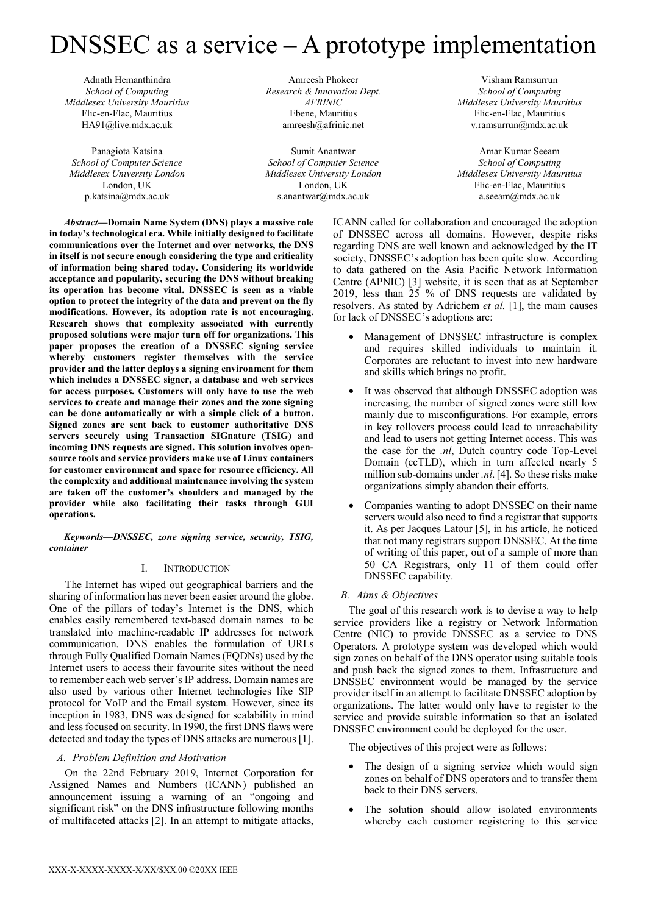# DNSSEC as a service – A prototype implementation

Adnath Hemanthindra
*School of Computing*
*Middlesex University Mauritius*
Flic-en-Flac, Mauritius
HA91@live.mdx.ac.uk

Amreesh Phokeer
*Research & Innovation Dept.*
*AFRINIC*
Ebene, Mauritius
amreesh@afrinic.net

Visham Ramsurrun
*School of Computing*
*Middlesex University Mauritius*
Flic-en-Flac, Mauritius
v.ramsurrun@mdx.ac.uk

Panagiota Katsina
*School of Computer Science*
*Middlesex University London*
London, UK
p.katsina@mdx.ac.uk

Sumit Anantwar
*School of Computer Science*
*Middlesex University London*
London, UK
s.anantwar@mdx.ac.uk

Amar Kumar Seeam
*School of Computing*
*Middlesex University Mauritius*
Flic-en-Flac, Mauritius
a.seeam@mdx.ac.uk

***Abstract*—Domain Name System (DNS) plays a massive role in today's technological era. While initially designed to facilitate communications over the Internet and over networks, the DNS in itself is not secure enough considering the type and criticality of information being shared today. Considering its worldwide acceptance and popularity, securing the DNS without breaking its operation has become vital. DNSSEC is seen as a viable option to protect the integrity of the data and prevent on the fly modifications. However, its adoption rate is not encouraging. Research shows that complexity associated with currently proposed solutions were major turn off for organizations. This paper proposes the creation of a DNSSEC signing service whereby customers register themselves with the service provider and the latter deploys a signing environment for them which includes a DNSSEC signer, a database and web services for access purposes. Customers will only have to use the web services to create and manage their zones and the zone signing can be done automatically or with a simple click of a button. Signed zones are sent back to customer authoritative DNS servers securely using Transaction SIGnature (TSIG) and incoming DNS requests are signed. This solution involves open-source tools and service providers make use of Linux containers for customer environment and space for resource efficiency. All the complexity and additional maintenance involving the system are taken off the customer's shoulders and managed by the provider while also facilitating their tasks through GUI operations.**

***Keywords—DNSSEC, zone signing service, security, TSIG, container***

## I. Introduction

The Internet has wiped out geographical barriers and the sharing of information has never been easier around the globe. One of the pillars of today's Internet is the DNS, which enables easily remembered text-based domain names to be translated into machine-readable IP addresses for network communication. DNS enables the formulation of URLs through Fully Qualified Domain Names (FQDNs) used by the Internet users to access their favourite sites without the need to remember each web server's IP address. Domain names are also used by various other Internet technologies like SIP protocol for VoIP and the Email system. However, since its inception in 1983, DNS was designed for scalability in mind and less focused on security. In 1990, the first DNS flaws were detected and today the types of DNS attacks are numerous [1].

### *A. Problem Definition and Motivation*

On the 22nd February 2019, Internet Corporation for Assigned Names and Numbers (ICANN) published an announcement issuing a warning of an "ongoing and significant risk" on the DNS infrastructure following months of multifaceted attacks [2]. In an attempt to mitigate attacks, ICANN called for collaboration and encouraged the adoption of DNSSEC across all domains. However, despite risks regarding DNS are well known and acknowledged by the IT society, DNSSEC's adoption has been quite slow. According to data gathered on the Asia Pacific Network Information Centre (APNIC) [3] website, it is seen that as at September 2019, less than 25 % of DNS requests are validated by resolvers. As stated by Adrichem *et al.* [1], the main causes for lack of DNSSEC's adoptions are:

- Management of DNSSEC infrastructure is complex and requires skilled individuals to maintain it. Corporates are reluctant to invest into new hardware and skills which brings no profit.
- It was observed that although DNSSEC adoption was increasing, the number of signed zones were still low mainly due to misconfigurations. For example, errors in key rollovers process could lead to unreachability and lead to users not getting Internet access. This was the case for the *.nl*, Dutch country code Top-Level Domain (ccTLD), which in turn affected nearly 5 million sub-domains under *.nl*. [4]. So these risks make organizations simply abandon their efforts.
- Companies wanting to adopt DNSSEC on their name servers would also need to find a registrar that supports it. As per Jacques Latour [5], in his article, he noticed that not many registrars support DNSSEC. At the time of writing of this paper, out of a sample of more than 50 CA Registrars, only 11 of them could offer DNSSEC capability.

### *B. Aims & Objectives*

The goal of this research work is to devise a way to help service providers like a registry or Network Information Centre (NIC) to provide DNSSEC as a service to DNS Operators. A prototype system was developed which would sign zones on behalf of the DNS operator using suitable tools and push back the signed zones to them. Infrastructure and DNSSEC environment would be managed by the service provider itself in an attempt to facilitate DNSSEC adoption by organizations. The latter would only have to register to the service and provide suitable information so that an isolated DNSSEC environment could be deployed for the user.

The objectives of this project were as follows:

- The design of a signing service which would sign zones on behalf of DNS operators and to transfer them back to their DNS servers.
- The solution should allow isolated environments whereby each customer registering to this service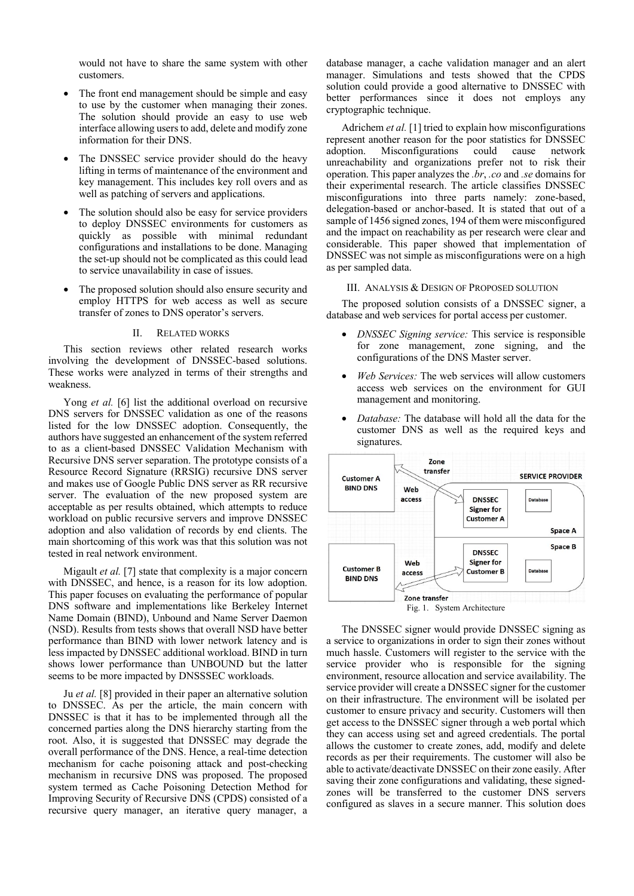would not have to share the same system with other customers.

- The front end management should be simple and easy to use by the customer when managing their zones. The solution should provide an easy to use web interface allowing users to add, delete and modify zone information for their DNS.
- The DNSSEC service provider should do the heavy lifting in terms of maintenance of the environment and key management. This includes key roll overs and as well as patching of servers and applications.
- The solution should also be easy for service providers to deploy DNSSEC environments for customers as quickly as possible with minimal redundant configurations and installations to be done. Managing the set-up should not be complicated as this could lead to service unavailability in case of issues.
- The proposed solution should also ensure security and employ HTTPS for web access as well as secure transfer of zones to DNS operator's servers.

## II. Related works

This section reviews other related research works involving the development of DNSSEC-based solutions. These works were analyzed in terms of their strengths and weakness.

Yong *et al.* [6] list the additional overload on recursive DNS servers for DNSSEC validation as one of the reasons listed for the low DNSSEC adoption. Consequently, the authors have suggested an enhancement of the system referred to as a client-based DNSSEC Validation Mechanism with Recursive DNS server separation. The prototype consists of a Resource Record Signature (RRSIG) recursive DNS server and makes use of Google Public DNS server as RR recursive server. The evaluation of the new proposed system are acceptable as per results obtained, which attempts to reduce workload on public recursive servers and improve DNSSEC adoption and also validation of records by end clients. The main shortcoming of this work was that this solution was not tested in real network environment.

Migault *et al.* [7] state that complexity is a major concern with DNSSEC, and hence, is a reason for its low adoption. This paper focuses on evaluating the performance of popular DNS software and implementations like Berkeley Internet Name Domain (BIND), Unbound and Name Server Daemon (NSD). Results from tests shows that overall NSD have better performance than BIND with lower network latency and is less impacted by DNSSEC additional workload. BIND in turn shows lower performance than UNBOUND but the latter seems to be more impacted by DNSSSEC workloads.

Ju *et al.* [8] provided in their paper an alternative solution to DNSSEC. As per the article, the main concern with DNSSEC is that it has to be implemented through all the concerned parties along the DNS hierarchy starting from the root. Also, it is suggested that DNSSEC may degrade the overall performance of the DNS. Hence, a real-time detection mechanism for cache poisoning attack and post-checking mechanism in recursive DNS was proposed. The proposed system termed as Cache Poisoning Detection Method for Improving Security of Recursive DNS (CPDS) consisted of a recursive query manager, an iterative query manager, a database manager, a cache validation manager and an alert manager. Simulations and tests showed that the CPDS solution could provide a good alternative to DNSSEC with better performances since it does not employs any cryptographic technique.

Adrichem *et al.* [1] tried to explain how misconfigurations represent another reason for the poor statistics for DNSSEC adoption. Misconfigurations could cause network unreachability and organizations prefer not to risk their operation. This paper analyzes the *.br*, *.co* and *.se* domains for their experimental research. The article classifies DNSSEC misconfigurations into three parts namely: zone-based, delegation-based or anchor-based. It is stated that out of a sample of 1456 signed zones, 194 of them were misconfigured and the impact on reachability as per research were clear and considerable. This paper showed that implementation of DNSSEC was not simple as misconfigurations were on a high as per sampled data.

## III. Analysis & Design of Proposed solution

The proposed solution consists of a DNSSEC signer, a database and web services for portal access per customer.

- *DNSSEC Signing service:* This service is responsible for zone management, zone signing, and the configurations of the DNS Master server.
- *Web Services:* The web services will allow customers access web services on the environment for GUI management and monitoring.
- *Database:* The database will hold all the data for the customer DNS as well as the required keys and signatures.

Fig. 1. System Architecture

The DNSSEC signer would provide DNSSEC signing as a service to organizations in order to sign their zones without much hassle. Customers will register to the service with the service provider who is responsible for the signing environment, resource allocation and service availability. The service provider will create a DNSSEC signer for the customer on their infrastructure. The environment will be isolated per customer to ensure privacy and security. Customers will then get access to the DNSSEC signer through a web portal which they can access using set and agreed credentials. The portal allows the customer to create zones, add, modify and delete records as per their requirements. The customer will also be able to activate/deactivate DNSSEC on their zone easily. After saving their zone configurations and validating, these signed-zones will be transferred to the customer DNS servers configured as slaves in a secure manner. This solution does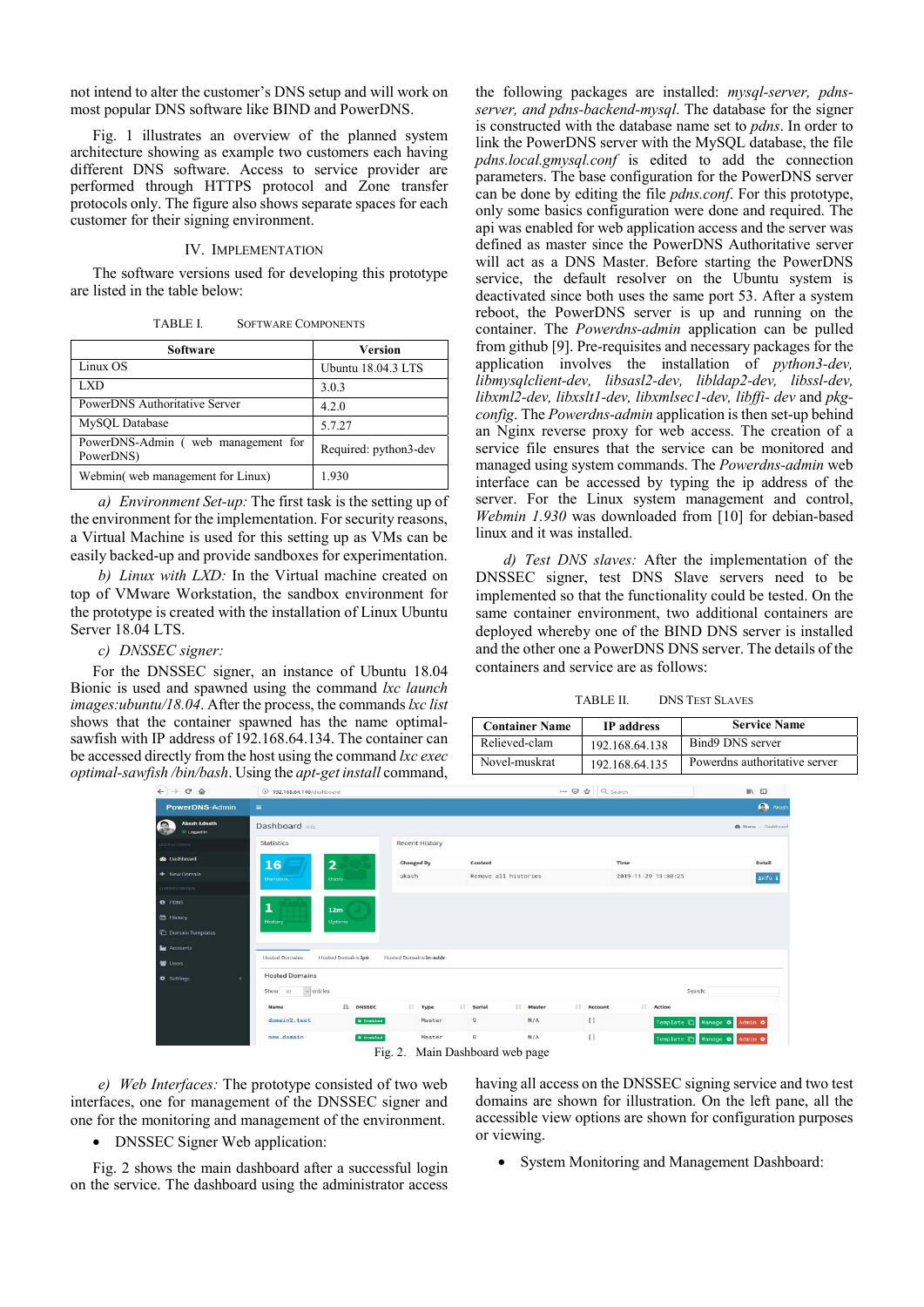not intend to alter the customer's DNS setup and will work on most popular DNS software like BIND and PowerDNS.

Fig. 1 illustrates an overview of the planned system architecture showing as example two customers each having different DNS software. Access to service provider are performed through HTTPS protocol and Zone transfer protocols only. The figure also shows separate spaces for each customer for their signing environment.

## IV. Implementation

The software versions used for developing this prototype are listed in the table below:

TABLE I. Software Components

| Software | Version |
|---|---|
| Linux OS | Ubuntu 18.04.3 LTS |
| LXD | 3.0.3 |
| PowerDNS Authoritative Server | 4.2.0 |
| MySQL Database | 5.7.27 |
| PowerDNS-Admin ( web management for PowerDNS) | Required: python3-dev |
| Webmin( web management for Linux) | 1.930 |

*a) Environment Set-up:* The first task is the setting up of the environment for the implementation. For security reasons, a Virtual Machine is used for this setting up as VMs can be easily backed-up and provide sandboxes for experimentation.

*b) Linux with LXD:* In the Virtual machine created on top of VMware Workstation, the sandbox environment for the prototype is created with the installation of Linux Ubuntu Server 18.04 LTS.

*c) DNSSEC signer:*

For the DNSSEC signer, an instance of Ubuntu 18.04 Bionic is used and spawned using the command *lxc launch images:ubuntu/18.04*. After the process, the commands *lxc list* shows that the container spawned has the name optimal-sawfish with IP address of 192.168.64.134. The container can be accessed directly from the host using the command *lxc exec optimal-sawfish /bin/bash*. Using the *apt-get install* command, the following packages are installed: *mysql-server, pdns-server, and pdns-backend-mysql*. The database for the signer is constructed with the database name set to *pdns*. In order to link the PowerDNS server with the MySQL database, the file *pdns.local.gmysql.conf* is edited to add the connection parameters. The base configuration for the PowerDNS server can be done by editing the file *pdns.conf*. For this prototype, only some basics configuration were done and required. The api was enabled for web application access and the server was defined as master since the PowerDNS Authoritative server will act as a DNS Master. Before starting the PowerDNS service, the default resolver on the Ubuntu system is deactivated since both uses the same port 53. After a system reboot, the PowerDNS server is up and running on the container. The *Powerdns-admin* application can be pulled from github [9]. Pre-requisites and necessary packages for the application involves the installation of *python3-dev, libmysqlclient-dev, libsasl2-dev, libldap2-dev, libssl-dev, libxml2-dev, libxslt1-dev, libxmlsec1-dev, libffi- dev* and *pkg-config*. The *Powerdns-admin* application is then set-up behind an Nginx reverse proxy for web access. The creation of a service file ensures that the service can be monitored and managed using system commands. The *Powerdns-admin* web interface can be accessed by typing the ip address of the server. For the Linux system management and control, *Webmin 1.930* was downloaded from [10] for debian-based linux and it was installed.

*d) Test DNS slaves:* After the implementation of the DNSSEC signer, test DNS Slave servers need to be implemented so that the functionality could be tested. On the same container environment, two additional containers are deployed whereby one of the BIND DNS server is installed and the other one a PowerDNS DNS server. The details of the containers and service are as follows:

TABLE II. DNS Test Slaves

| Container Name | IP address | Service Name |
|---|---|---|
| Relieved-clam | 192.168.64.138 | Bind9 DNS server |
| Novel-muskrat | 192.168.64.135 | Powerdns authoritative server |

Fig. 2. Main Dashboard web page

*e) Web Interfaces:* The prototype consisted of two web interfaces, one for management of the DNSSEC signer and one for the monitoring and management of the environment.

- DNSSEC Signer Web application:

Fig. 2 shows the main dashboard after a successful login on the service. The dashboard using the administrator access having all access on the DNSSEC signing service and two test domains are shown for illustration. On the left pane, all the accessible view options are shown for configuration purposes or viewing.

- System Monitoring and Management Dashboard: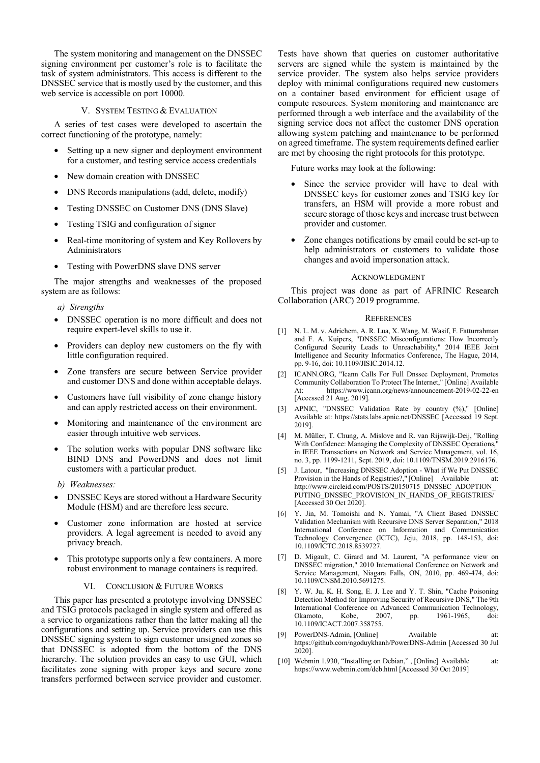The system monitoring and management on the DNSSEC signing environment per customer's role is to facilitate the task of system administrators. This access is different to the DNSSEC service that is mostly used by the customer, and this web service is accessible on port 10000.

## V. System Testing & Evaluation

A series of test cases were developed to ascertain the correct functioning of the prototype, namely:

- Setting up a new signer and deployment environment for a customer, and testing service access credentials
- New domain creation with DNSSEC
- DNS Records manipulations (add, delete, modify)
- Testing DNSSEC on Customer DNS (DNS Slave)
- Testing TSIG and configuration of signer
- Real-time monitoring of system and Key Rollovers by Administrators
- Testing with PowerDNS slave DNS server

The major strengths and weaknesses of the proposed system are as follows:

*a) Strengths*

- DNSSEC operation is no more difficult and does not require expert-level skills to use it.
- Providers can deploy new customers on the fly with little configuration required.
- Zone transfers are secure between Service provider and customer DNS and done within acceptable delays.
- Customers have full visibility of zone change history and can apply restricted access on their environment.
- Monitoring and maintenance of the environment are easier through intuitive web services.
- The solution works with popular DNS software like BIND DNS and PowerDNS and does not limit customers with a particular product.

*b) Weaknesses:*

- DNSSEC Keys are stored without a Hardware Security Module (HSM) and are therefore less secure.
- Customer zone information are hosted at service providers. A legal agreement is needed to avoid any privacy breach.
- This prototype supports only a few containers. A more robust environment to manage containers is required.

## VI. Conclusion & Future Works

This paper has presented a prototype involving DNSSEC and TSIG protocols packaged in single system and offered as a service to organizations rather than the latter making all the configurations and setting up. Service providers can use this DNSSEC signing system to sign customer unsigned zones so that DNSSEC is adopted from the bottom of the DNS hierarchy. The solution provides an easy to use GUI, which facilitates zone signing with proper keys and secure zone transfers performed between service provider and customer. Tests have shown that queries on customer authoritative servers are signed while the system is maintained by the service provider. The system also helps service providers deploy with minimal configurations required new customers on a container based environment for efficient usage of compute resources. System monitoring and maintenance are performed through a web interface and the availability of the signing service does not affect the customer DNS operation allowing system patching and maintenance to be performed on agreed timeframe. The system requirements defined earlier are met by choosing the right protocols for this prototype.

Future works may look at the following:

- Since the service provider will have to deal with DNSSEC keys for customer zones and TSIG key for transfers, an HSM will provide a more robust and secure storage of those keys and increase trust between provider and customer.
- Zone changes notifications by email could be set-up to help administrators or customers to validate those changes and avoid impersonation attack.

## Acknowledgment

This project was done as part of AFRINIC Research Collaboration (ARC) 2019 programme.

## References

[1] N. L. M. v. Adrichem, A. R. Lua, X. Wang, M. Wasif, F. Fatturrahman and F. A. Kuipers, "DNSSEC Misconfigurations: How Incorrectly Configured Security Leads to Unreachability," 2014 IEEE Joint Intelligence and Security Informatics Conference, The Hague, 2014, pp. 9-16, doi: 10.1109/JISIC.2014.12.

[2] ICANN.ORG, "Icann Calls For Full Dnssec Deployment, Promotes Community Collaboration To Protect The Internet," [Online] Available At: https://www.icann.org/news/announcement-2019-02-22-en [Accessed 21 Aug. 2019].

[3] APNIC, "DNSSEC Validation Rate by country (%)," [Online] Available at: https://stats.labs.apnic.net/DNSSEC [Accessed 19 Sept. 2019].

[4] M. Müller, T. Chung, A. Mislove and R. van Rijswijk-Deij, "Rolling With Confidence: Managing the Complexity of DNSSEC Operations," in IEEE Transactions on Network and Service Management, vol. 16, no. 3, pp. 1199-1211, Sept. 2019, doi: 10.1109/TNSM.2019.2916176.

[5] J. Latour, "Increasing DNSSEC Adoption - What if We Put DNSSEC Provision in the Hands of Registries?," [Online] Available at: http://www.circleid.com/POSTS/20150715_DNSSEC_ADOPTION_PUTING_DNSSEC_PROVISION_IN_HANDS_OF_REGISTRIES/ [Accessed 30 Oct 2020].

[6] Y. Jin, M. Tomoishi and N. Yamai, "A Client Based DNSSEC Validation Mechanism with Recursive DNS Server Separation," 2018 International Conference on Information and Communication Technology Convergence (ICTC), Jeju, 2018, pp. 148-153, doi: 10.1109/ICTC.2018.8539727.

[7] D. Migault, C. Girard and M. Laurent, "A performance view on DNSSEC migration," 2010 International Conference on Network and Service Management, Niagara Falls, ON, 2010, pp. 469-474, doi: 10.1109/CNSM.2010.5691275.

[8] Y. W. Ju, K. H. Song, E. J. Lee and Y. T. Shin, "Cache Poisoning Detection Method for Improving Security of Recursive DNS," The 9th International Conference on Advanced Communication Technology, Okamoto, Kobe, 2007, pp. 1961-1965, doi: 10.1109/ICACT.2007.358755.

[9] PowerDNS-Admin, [Online] Available at: https://github.com/ngoduykhanh/PowerDNS-Admin [Accessed 30 Jul 2020].

[10] Webmin 1.930, "Installing on Debian," , [Online] Available at: https://www.webmin.com/deb.html [Accessed 30 Oct 2019]